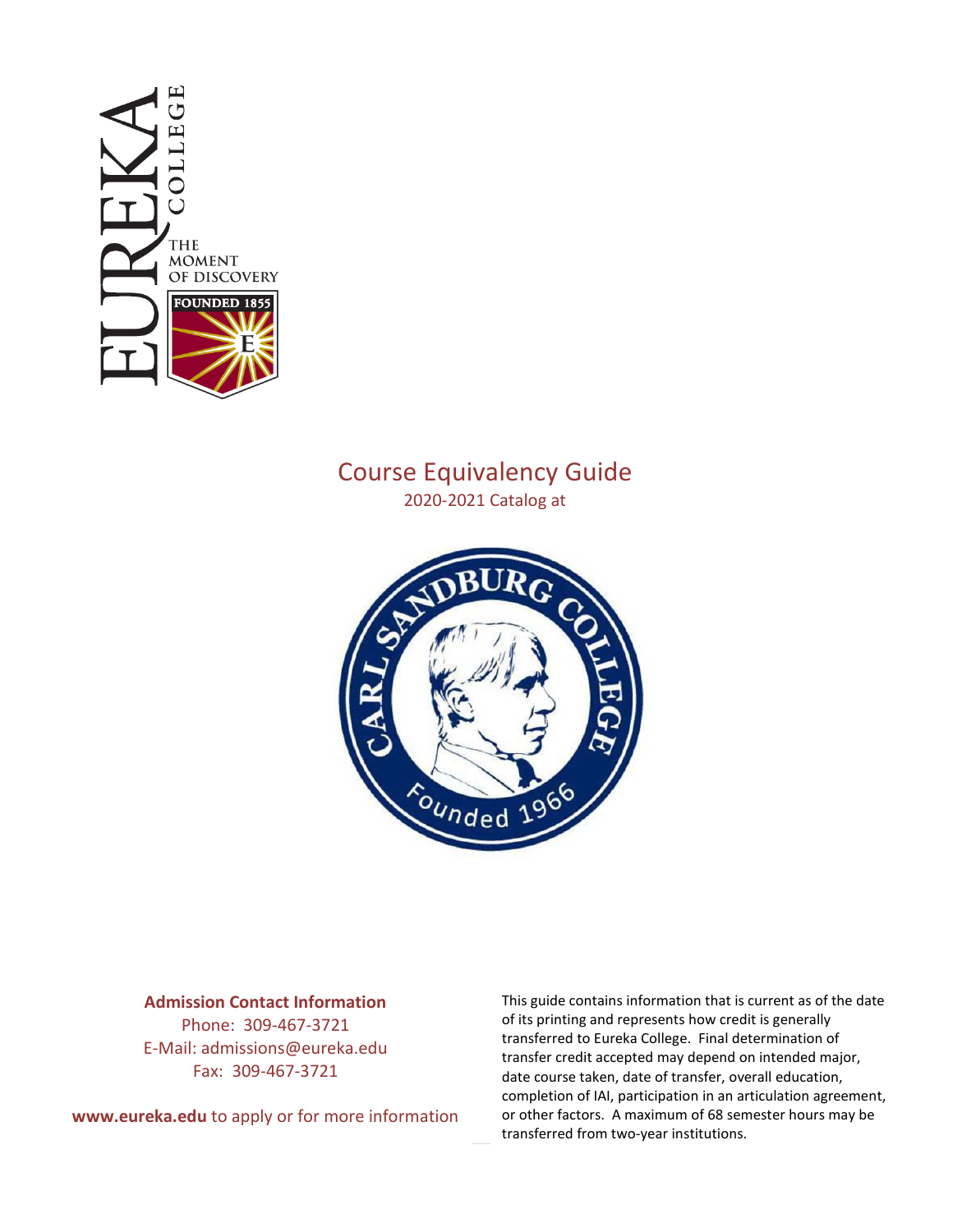# Course Equivalency Guide

2020-2021 Catalog at

**Admission Contact Information**

Phone: 309-467-3721

E-Mail: admissions@eureka.edu

Fax: 309-467-3721

**www.eureka.edu** to apply or for more information

This guide contains information that is current as of the date of its printing and represents how credit is generally transferred to Eureka College. Final determination of transfer credit accepted may depend on intended major, date course taken, date of transfer, overall education, completion of IAI, participation in an articulation agreement, or other factors. A maximum of 68 semester hours may be transferred from two-year institutions.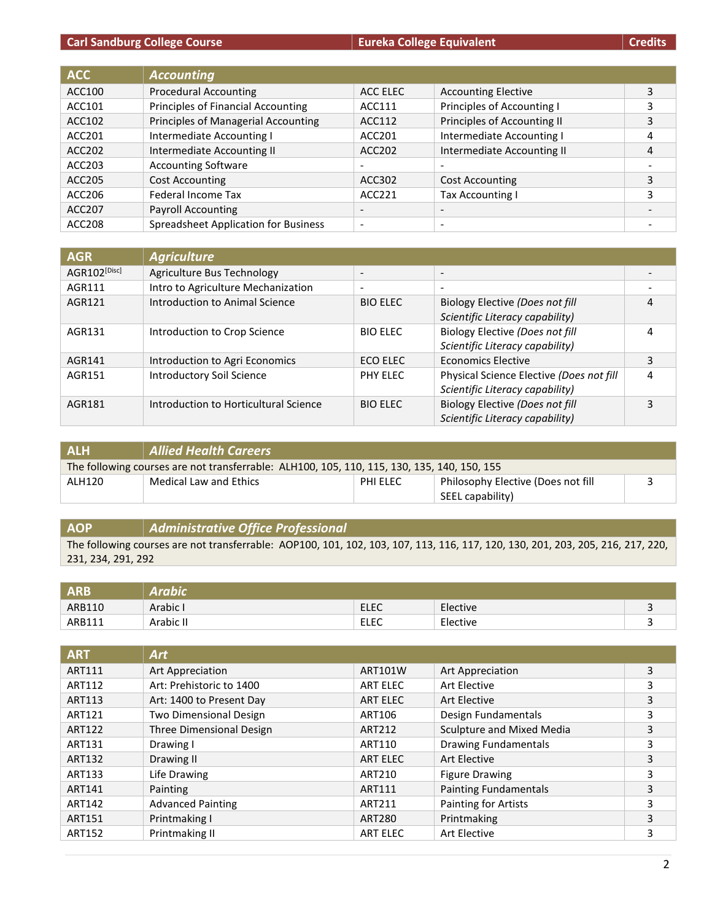| Carl Sandburg College Course | | Eureka College Equivalent | | Credits |
|---|---|---|---|---|
| **ACC** | ***Accounting*** | | | |
| ACC100 | Procedural Accounting | ACC ELEC | Accounting Elective | 3 |
| ACC101 | Principles of Financial Accounting | ACC111 | Principles of Accounting I | 3 |
| ACC102 | Principles of Managerial Accounting | ACC112 | Principles of Accounting II | 3 |
| ACC201 | Intermediate Accounting I | ACC201 | Intermediate Accounting I | 4 |
| ACC202 | Intermediate Accounting II | ACC202 | Intermediate Accounting II | 4 |
| ACC203 | Accounting Software | - | - | - |
| ACC205 | Cost Accounting | ACC302 | Cost Accounting | 3 |
| ACC206 | Federal Income Tax | ACC221 | Tax Accounting I | 3 |
| ACC207 | Payroll Accounting | - | - | - |
| ACC208 | Spreadsheet Application for Business | - | - | - |
| **AGR** | ***Agriculture*** | | | |
| AGR102[Disc] | Agriculture Bus Technology | - | - | - |
| AGR111 | Intro to Agriculture Mechanization | - | - | - |
| AGR121 | Introduction to Animal Science | BIO ELEC | Biology Elective *(Does not fill Scientific Literacy capability)* | 4 |
| AGR131 | Introduction to Crop Science | BIO ELEC | Biology Elective *(Does not fill Scientific Literacy capability)* | 4 |
| AGR141 | Introduction to Agri Economics | ECO ELEC | Economics Elective | 3 |
| AGR151 | Introductory Soil Science | PHY ELEC | Physical Science Elective *(Does not fill Scientific Literacy capability)* | 4 |
| AGR181 | Introduction to Horticultural Science | BIO ELEC | Biology Elective *(Does not fill Scientific Literacy capability)* | 3 |
| **ALH** | ***Allied Health Careers*** | | | |
| The following courses are not transferrable: ALH100, 105, 110, 115, 130, 135, 140, 150, 155 | | | | |
| ALH120 | Medical Law and Ethics | PHI ELEC | Philosophy Elective (Does not fill SEEL capability) | 3 |
| **AOP** | ***Administrative Office Professional*** | | | |
| The following courses are not transferrable: AOP100, 101, 102, 103, 107, 113, 116, 117, 120, 130, 201, 203, 205, 216, 217, 220, 231, 234, 291, 292 | | | | |
| **ARB** | ***Arabic*** | | | |
| ARB110 | Arabic I | ELEC | Elective | 3 |
| ARB111 | Arabic II | ELEC | Elective | 3 |
| **ART** | ***Art*** | | | |
| ART111 | Art Appreciation | ART101W | Art Appreciation | 3 |
| ART112 | Art: Prehistoric to 1400 | ART ELEC | Art Elective | 3 |
| ART113 | Art: 1400 to Present Day | ART ELEC | Art Elective | 3 |
| ART121 | Two Dimensional Design | ART106 | Design Fundamentals | 3 |
| ART122 | Three Dimensional Design | ART212 | Sculpture and Mixed Media | 3 |
| ART131 | Drawing I | ART110 | Drawing Fundamentals | 3 |
| ART132 | Drawing II | ART ELEC | Art Elective | 3 |
| ART133 | Life Drawing | ART210 | Figure Drawing | 3 |
| ART141 | Painting | ART111 | Painting Fundamentals | 3 |
| ART142 | Advanced Painting | ART211 | Painting for Artists | 3 |
| ART151 | Printmaking I | ART280 | Printmaking | 3 |
| ART152 | Printmaking II | ART ELEC | Art Elective | 3 |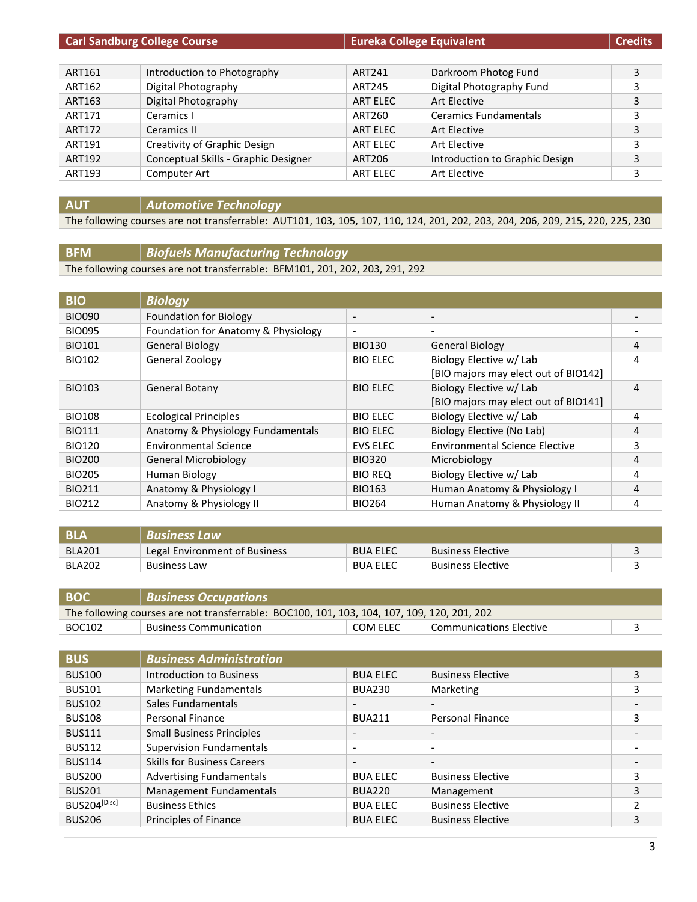| Carl Sandburg College Course | | Eureka College Equivalent | | Credits |
|---|---|---|---|---|
| ART161 | Introduction to Photography | ART241 | Darkroom Photog Fund | 3 |
| ART162 | Digital Photography | ART245 | Digital Photography Fund | 3 |
| ART163 | Digital Photography | ART ELEC | Art Elective | 3 |
| ART171 | Ceramics I | ART260 | Ceramics Fundamentals | 3 |
| ART172 | Ceramics II | ART ELEC | Art Elective | 3 |
| ART191 | Creativity of Graphic Design | ART ELEC | Art Elective | 3 |
| ART192 | Conceptual Skills - Graphic Designer | ART206 | Introduction to Graphic Design | 3 |
| ART193 | Computer Art | ART ELEC | Art Elective | 3 |

| AUT | *Automotive Technology* |
|---|---|
| The following courses are not transferrable: AUT101, 103, 105, 107, 110, 124, 201, 202, 203, 204, 206, 209, 215, 220, 225, 230 | |

| BFM | *Biofuels Manufacturing Technology* |
|---|---|
| The following courses are not transferrable: BFM101, 201, 202, 203, 291, 292 | |

| BIO | *Biology* | | | |
|---|---|---|---|---|
| BIO090 | Foundation for Biology | - | - | - |
| BIO095 | Foundation for Anatomy & Physiology | - | - | - |
| BIO101 | General Biology | BIO130 | General Biology | 4 |
| BIO102 | General Zoology | BIO ELEC | Biology Elective w/ Lab [BIO majors may elect out of BIO142] | 4 |
| BIO103 | General Botany | BIO ELEC | Biology Elective w/ Lab [BIO majors may elect out of BIO141] | 4 |
| BIO108 | Ecological Principles | BIO ELEC | Biology Elective w/ Lab | 4 |
| BIO111 | Anatomy & Physiology Fundamentals | BIO ELEC | Biology Elective (No Lab) | 4 |
| BIO120 | Environmental Science | EVS ELEC | Environmental Science Elective | 3 |
| BIO200 | General Microbiology | BIO320 | Microbiology | 4 |
| BIO205 | Human Biology | BIO REQ | Biology Elective w/ Lab | 4 |
| BIO211 | Anatomy & Physiology I | BIO163 | Human Anatomy & Physiology I | 4 |
| BIO212 | Anatomy & Physiology II | BIO264 | Human Anatomy & Physiology II | 4 |

| BLA | *Business Law* | | | |
|---|---|---|---|---|
| BLA201 | Legal Environment of Business | BUA ELEC | Business Elective | 3 |
| BLA202 | Business Law | BUA ELEC | Business Elective | 3 |

| BOC | *Business Occupations* | | | |
|---|---|---|---|---|
| The following courses are not transferrable: BOC100, 101, 103, 104, 107, 109, 120, 201, 202 | | | | |
| BOC102 | Business Communication | COM ELEC | Communications Elective | 3 |

| BUS | *Business Administration* | | | |
|---|---|---|---|---|
| BUS100 | Introduction to Business | BUA ELEC | Business Elective | 3 |
| BUS101 | Marketing Fundamentals | BUA230 | Marketing | 3 |
| BUS102 | Sales Fundamentals | - | - | - |
| BUS108 | Personal Finance | BUA211 | Personal Finance | 3 |
| BUS111 | Small Business Principles | - | - | - |
| BUS112 | Supervision Fundamentals | - | - | - |
| BUS114 | Skills for Business Careers | - | - | - |
| BUS200 | Advertising Fundamentals | BUA ELEC | Business Elective | 3 |
| BUS201 | Management Fundamentals | BUA220 | Management | 3 |
| BUS204[Disc] | Business Ethics | BUA ELEC | Business Elective | 2 |
| BUS206 | Principles of Finance | BUA ELEC | Business Elective | 3 |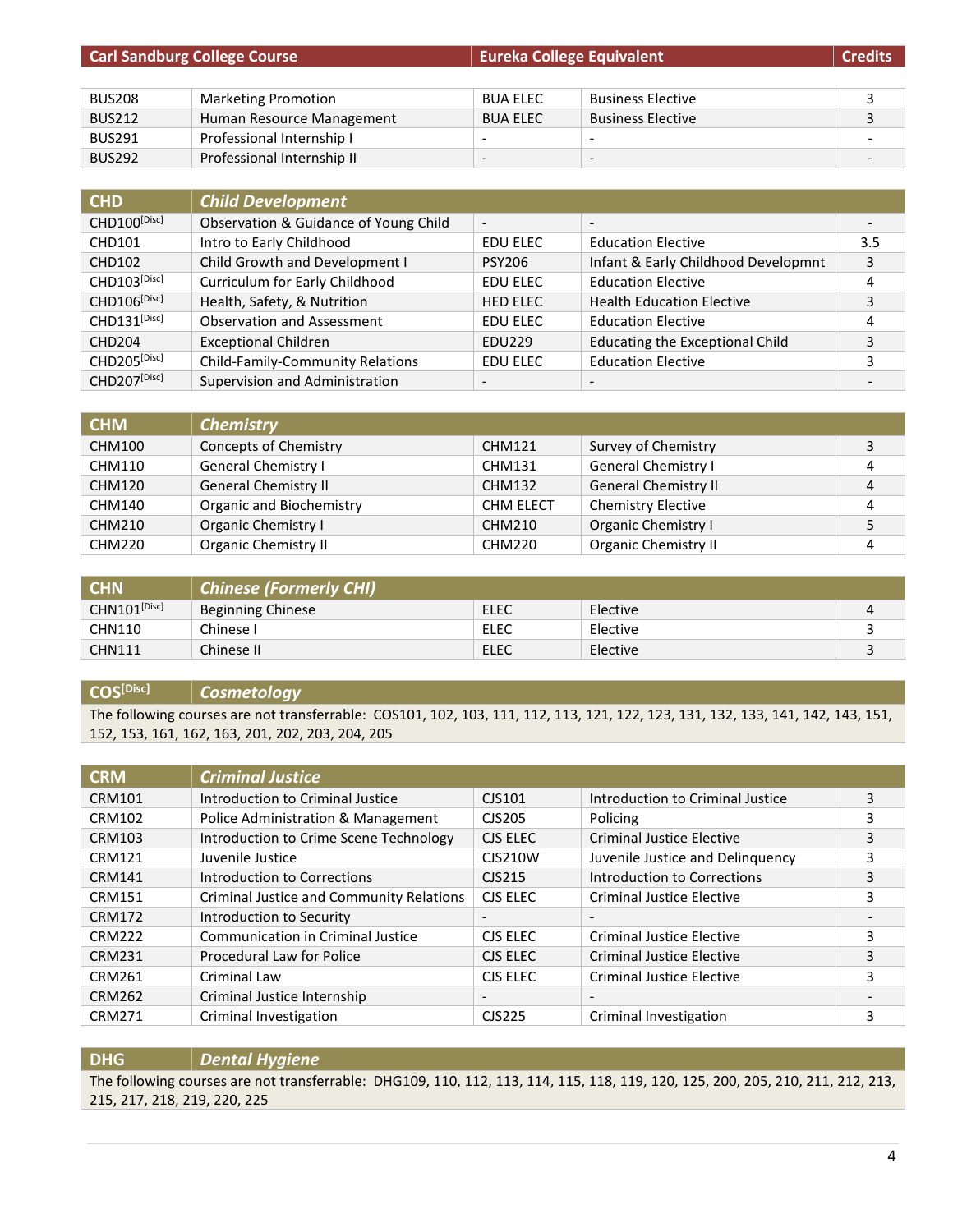| Carl Sandburg College Course | | Eureka College Equivalent | | Credits |
|---|---|---|---|---|
| BUS208 | Marketing Promotion | BUA ELEC | Business Elective | 3 |
| BUS212 | Human Resource Management | BUA ELEC | Business Elective | 3 |
| BUS291 | Professional Internship I | - | - | - |
| BUS292 | Professional Internship II | - | - | - |

| CHD | Child Development | | | |
|---|---|---|---|---|
| CHD100[Disc] | Observation & Guidance of Young Child | - | - | - |
| CHD101 | Intro to Early Childhood | EDU ELEC | Education Elective | 3.5 |
| CHD102 | Child Growth and Development I | PSY206 | Infant & Early Childhood Developmnt | 3 |
| CHD103[Disc] | Curriculum for Early Childhood | EDU ELEC | Education Elective | 4 |
| CHD106[Disc] | Health, Safety, & Nutrition | HED ELEC | Health Education Elective | 3 |
| CHD131[Disc] | Observation and Assessment | EDU ELEC | Education Elective | 4 |
| CHD204 | Exceptional Children | EDU229 | Educating the Exceptional Child | 3 |
| CHD205[Disc] | Child-Family-Community Relations | EDU ELEC | Education Elective | 3 |
| CHD207[Disc] | Supervision and Administration | - | - | - |

| CHM | Chemistry | | | |
|---|---|---|---|---|
| CHM100 | Concepts of Chemistry | CHM121 | Survey of Chemistry | 3 |
| CHM110 | General Chemistry I | CHM131 | General Chemistry I | 4 |
| CHM120 | General Chemistry II | CHM132 | General Chemistry II | 4 |
| CHM140 | Organic and Biochemistry | CHM ELECT | Chemistry Elective | 4 |
| CHM210 | Organic Chemistry I | CHM210 | Organic Chemistry I | 5 |
| CHM220 | Organic Chemistry II | CHM220 | Organic Chemistry II | 4 |

| CHN | Chinese (Formerly CHI) | | | |
|---|---|---|---|---|
| CHN101[Disc] | Beginning Chinese | ELEC | Elective | 4 |
| CHN110 | Chinese I | ELEC | Elective | 3 |
| CHN111 | Chinese II | ELEC | Elective | 3 |

| COS[Disc] | Cosmetology |
|---|---|

The following courses are not transferrable: COS101, 102, 103, 111, 112, 113, 121, 122, 123, 131, 132, 133, 141, 142, 143, 151, 152, 153, 161, 162, 163, 201, 202, 203, 204, 205

| CRM | Criminal Justice | | | |
|---|---|---|---|---|
| CRM101 | Introduction to Criminal Justice | CJS101 | Introduction to Criminal Justice | 3 |
| CRM102 | Police Administration & Management | CJS205 | Policing | 3 |
| CRM103 | Introduction to Crime Scene Technology | CJS ELEC | Criminal Justice Elective | 3 |
| CRM121 | Juvenile Justice | CJS210W | Juvenile Justice and Delinquency | 3 |
| CRM141 | Introduction to Corrections | CJS215 | Introduction to Corrections | 3 |
| CRM151 | Criminal Justice and Community Relations | CJS ELEC | Criminal Justice Elective | 3 |
| CRM172 | Introduction to Security | - | - | - |
| CRM222 | Communication in Criminal Justice | CJS ELEC | Criminal Justice Elective | 3 |
| CRM231 | Procedural Law for Police | CJS ELEC | Criminal Justice Elective | 3 |
| CRM261 | Criminal Law | CJS ELEC | Criminal Justice Elective | 3 |
| CRM262 | Criminal Justice Internship | - | - | - |
| CRM271 | Criminal Investigation | CJS225 | Criminal Investigation | 3 |

| DHG | Dental Hygiene |
|---|---|

The following courses are not transferrable: DHG109, 110, 112, 113, 114, 115, 118, 119, 120, 125, 200, 205, 210, 211, 212, 213, 215, 217, 218, 219, 220, 225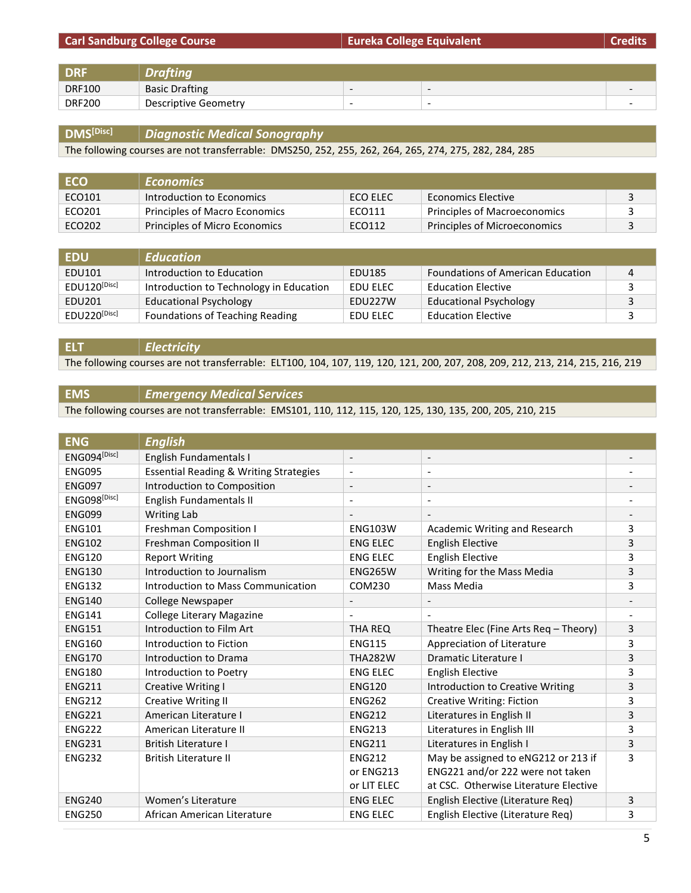| Carl Sandburg College Course | | Eureka College Equivalent | | Credits |
|---|---|---|---|---|
| **DRF** | ***Drafting*** | | | |
| DRF100 | Basic Drafting | - | - | - |
| DRF200 | Descriptive Geometry | - | - | - |
| **DMS[Disc]** | ***Diagnostic Medical Sonography*** | | | |
| The following courses are not transferrable: DMS250, 252, 255, 262, 264, 265, 274, 275, 282, 284, 285 | | | | |
| **ECO** | ***Economics*** | | | |
| ECO101 | Introduction to Economics | ECO ELEC | Economics Elective | 3 |
| ECO201 | Principles of Macro Economics | ECO111 | Principles of Macroeconomics | 3 |
| ECO202 | Principles of Micro Economics | ECO112 | Principles of Microeconomics | 3 |
| **EDU** | ***Education*** | | | |
| EDU101 | Introduction to Education | EDU185 | Foundations of American Education | 4 |
| EDU120[Disc] | Introduction to Technology in Education | EDU ELEC | Education Elective | 3 |
| EDU201 | Educational Psychology | EDU227W | Educational Psychology | 3 |
| EDU220[Disc] | Foundations of Teaching Reading | EDU ELEC | Education Elective | 3 |
| **ELT** | ***Electricity*** | | | |
| The following courses are not transferrable: ELT100, 104, 107, 119, 120, 121, 200, 207, 208, 209, 212, 213, 214, 215, 216, 219 | | | | |
| **EMS** | ***Emergency Medical Services*** | | | |
| The following courses are not transferrable: EMS101, 110, 112, 115, 120, 125, 130, 135, 200, 205, 210, 215 | | | | |
| **ENG** | ***English*** | | | |
| ENG094[Disc] | English Fundamentals I | - | - | - |
| ENG095 | Essential Reading & Writing Strategies | - | - | - |
| ENG097 | Introduction to Composition | - | - | - |
| ENG098[Disc] | English Fundamentals II | - | - | - |
| ENG099 | Writing Lab | - | - | - |
| ENG101 | Freshman Composition I | ENG103W | Academic Writing and Research | 3 |
| ENG102 | Freshman Composition II | ENG ELEC | English Elective | 3 |
| ENG120 | Report Writing | ENG ELEC | English Elective | 3 |
| ENG130 | Introduction to Journalism | ENG265W | Writing for the Mass Media | 3 |
| ENG132 | Introduction to Mass Communication | COM230 | Mass Media | 3 |
| ENG140 | College Newspaper | - | - | - |
| ENG141 | College Literary Magazine | - | - | - |
| ENG151 | Introduction to Film Art | THA REQ | Theatre Elec (Fine Arts Req – Theory) | 3 |
| ENG160 | Introduction to Fiction | ENG115 | Appreciation of Literature | 3 |
| ENG170 | Introduction to Drama | THA282W | Dramatic Literature I | 3 |
| ENG180 | Introduction to Poetry | ENG ELEC | English Elective | 3 |
| ENG211 | Creative Writing I | ENG120 | Introduction to Creative Writing | 3 |
| ENG212 | Creative Writing II | ENG262 | Creative Writing: Fiction | 3 |
| ENG221 | American Literature I | ENG212 | Literatures in English II | 3 |
| ENG222 | American Literature II | ENG213 | Literatures in English III | 3 |
| ENG231 | British Literature I | ENG211 | Literatures in English I | 3 |
| ENG232 | British Literature II | ENG212 or ENG213 or LIT ELEC | May be assigned to eNG212 or 213 if ENG221 and/or 222 were not taken at CSC. Otherwise Literature Elective | 3 |
| ENG240 | Women's Literature | ENG ELEC | English Elective (Literature Req) | 3 |
| ENG250 | African American Literature | ENG ELEC | English Elective (Literature Req) | 3 |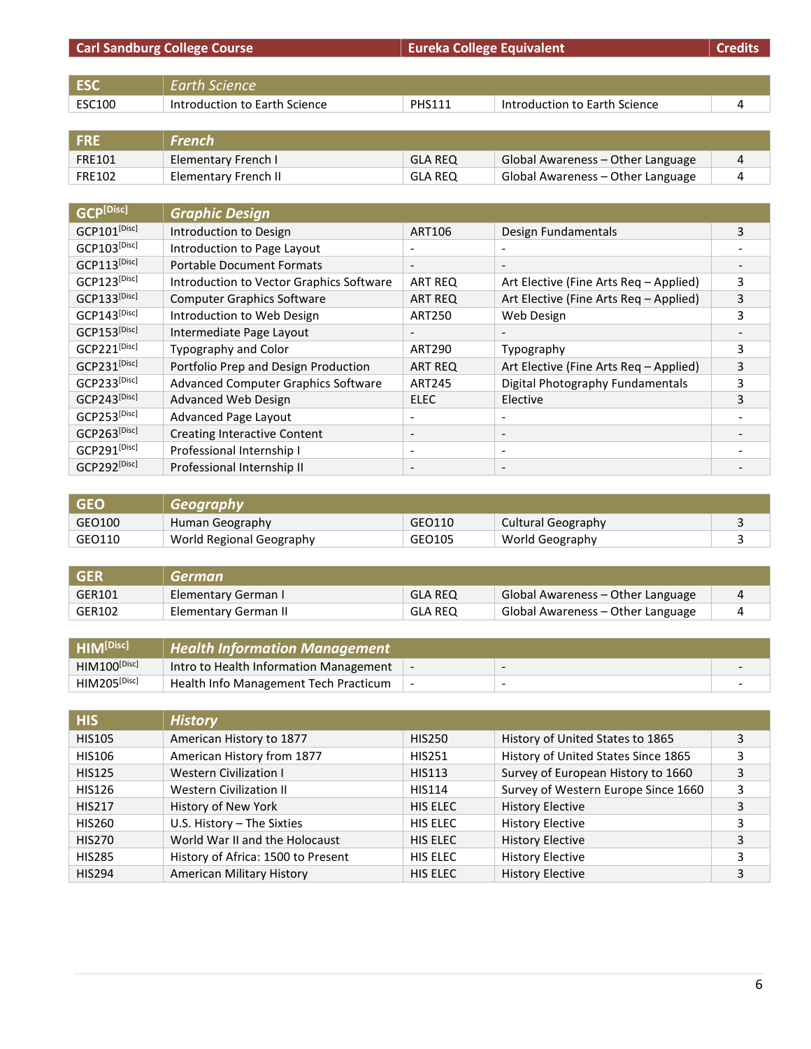| Carl Sandburg College Course | | Eureka College Equivalent | | Credits |
|---|---|---|---|---|
| **ESC** | ***Earth Science*** | | | |
| ESC100 | Introduction to Earth Science | PHS111 | Introduction to Earth Science | 4 |
| **FRE** | ***French*** | | | |
| FRE101 | Elementary French I | GLA REQ | Global Awareness – Other Language | 4 |
| FRE102 | Elementary French II | GLA REQ | Global Awareness – Other Language | 4 |
| **GCP[Disc]** | ***Graphic Design*** | | | |
| GCP101[Disc] | Introduction to Design | ART106 | Design Fundamentals | 3 |
| GCP103[Disc] | Introduction to Page Layout | - | - | - |
| GCP113[Disc] | Portable Document Formats | - | - | - |
| GCP123[Disc] | Introduction to Vector Graphics Software | ART REQ | Art Elective (Fine Arts Req – Applied) | 3 |
| GCP133[Disc] | Computer Graphics Software | ART REQ | Art Elective (Fine Arts Req – Applied) | 3 |
| GCP143[Disc] | Introduction to Web Design | ART250 | Web Design | 3 |
| GCP153[Disc] | Intermediate Page Layout | - | - | - |
| GCP221[Disc] | Typography and Color | ART290 | Typography | 3 |
| GCP231[Disc] | Portfolio Prep and Design Production | ART REQ | Art Elective (Fine Arts Req – Applied) | 3 |
| GCP233[Disc] | Advanced Computer Graphics Software | ART245 | Digital Photography Fundamentals | 3 |
| GCP243[Disc] | Advanced Web Design | ELEC | Elective | 3 |
| GCP253[Disc] | Advanced Page Layout | - | - | - |
| GCP263[Disc] | Creating Interactive Content | - | - | - |
| GCP291[Disc] | Professional Internship I | - | - | - |
| GCP292[Disc] | Professional Internship II | - | - | - |
| **GEO** | ***Geography*** | | | |
| GEO100 | Human Geography | GEO110 | Cultural Geography | 3 |
| GEO110 | World Regional Geography | GEO105 | World Geography | 3 |
| **GER** | ***German*** | | | |
| GER101 | Elementary German I | GLA REQ | Global Awareness – Other Language | 4 |
| GER102 | Elementary German II | GLA REQ | Global Awareness – Other Language | 4 |
| **HIM[Disc]** | ***Health Information Management*** | | | |
| HIM100[Disc] | Intro to Health Information Management | - | - | - |
| HIM205[Disc] | Health Info Management Tech Practicum | - | - | - |
| **HIS** | ***History*** | | | |
| HIS105 | American History to 1877 | HIS250 | History of United States to 1865 | 3 |
| HIS106 | American History from 1877 | HIS251 | History of United States Since 1865 | 3 |
| HIS125 | Western Civilization I | HIS113 | Survey of European History to 1660 | 3 |
| HIS126 | Western Civilization II | HIS114 | Survey of Western Europe Since 1660 | 3 |
| HIS217 | History of New York | HIS ELEC | History Elective | 3 |
| HIS260 | U.S. History – The Sixties | HIS ELEC | History Elective | 3 |
| HIS270 | World War II and the Holocaust | HIS ELEC | History Elective | 3 |
| HIS285 | History of Africa: 1500 to Present | HIS ELEC | History Elective | 3 |
| HIS294 | American Military History | HIS ELEC | History Elective | 3 |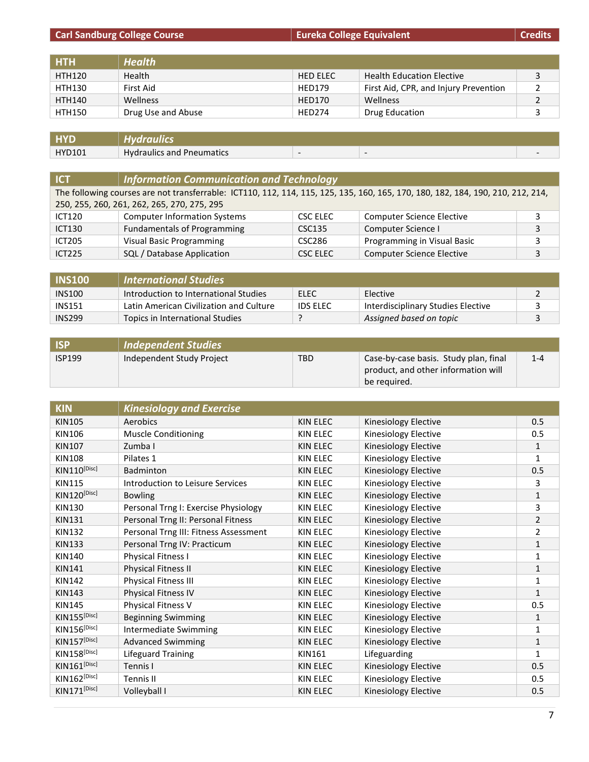| Carl Sandburg College Course | | Eureka College Equivalent | | Credits |
|---|---|---|---|---|
| **HTH** | ***Health*** | | | |
| HTH120 | Health | HED ELEC | Health Education Elective | 3 |
| HTH130 | First Aid | HED179 | First Aid, CPR, and Injury Prevention | 2 |
| HTH140 | Wellness | HED170 | Wellness | 2 |
| HTH150 | Drug Use and Abuse | HED274 | Drug Education | 3 |
| **HYD** | ***Hydraulics*** | | | |
| HYD101 | Hydraulics and Pneumatics | - | - | - |
| **ICT** | ***Information Communication and Technology*** | | | |
| The following courses are not transferrable: ICT110, 112, 114, 115, 125, 135, 160, 165, 170, 180, 182, 184, 190, 210, 212, 214, 250, 255, 260, 261, 262, 265, 270, 275, 295 | | | | |
| ICT120 | Computer Information Systems | CSC ELEC | Computer Science Elective | 3 |
| ICT130 | Fundamentals of Programming | CSC135 | Computer Science I | 3 |
| ICT205 | Visual Basic Programming | CSC286 | Programming in Visual Basic | 3 |
| ICT225 | SQL / Database Application | CSC ELEC | Computer Science Elective | 3 |
| **INS100** | ***International Studies*** | | | |
| INS100 | Introduction to International Studies | ELEC | Elective | 2 |
| INS151 | Latin American Civilization and Culture | IDS ELEC | Interdisciplinary Studies Elective | 3 |
| INS299 | Topics in International Studies | ? | *Assigned based on topic* | 3 |
| **ISP** | ***Independent Studies*** | | | |
| ISP199 | Independent Study Project | TBD | Case-by-case basis. Study plan, final product, and other information will be required. | 1-4 |
| **KIN** | ***Kinesiology and Exercise*** | | | |
| KIN105 | Aerobics | KIN ELEC | Kinesiology Elective | 0.5 |
| KIN106 | Muscle Conditioning | KIN ELEC | Kinesiology Elective | 0.5 |
| KIN107 | Zumba I | KIN ELEC | Kinesiology Elective | 1 |
| KIN108 | Pilates 1 | KIN ELEC | Kinesiology Elective | 1 |
| KIN110[Disc] | Badminton | KIN ELEC | Kinesiology Elective | 0.5 |
| KIN115 | Introduction to Leisure Services | KIN ELEC | Kinesiology Elective | 3 |
| KIN120[Disc] | Bowling | KIN ELEC | Kinesiology Elective | 1 |
| KIN130 | Personal Trng I: Exercise Physiology | KIN ELEC | Kinesiology Elective | 3 |
| KIN131 | Personal Trng II: Personal Fitness | KIN ELEC | Kinesiology Elective | 2 |
| KIN132 | Personal Trng III: Fitness Assessment | KIN ELEC | Kinesiology Elective | 2 |
| KIN133 | Personal Trng IV: Practicum | KIN ELEC | Kinesiology Elective | 1 |
| KIN140 | Physical Fitness I | KIN ELEC | Kinesiology Elective | 1 |
| KIN141 | Physical Fitness II | KIN ELEC | Kinesiology Elective | 1 |
| KIN142 | Physical Fitness III | KIN ELEC | Kinesiology Elective | 1 |
| KIN143 | Physical Fitness IV | KIN ELEC | Kinesiology Elective | 1 |
| KIN145 | Physical Fitness V | KIN ELEC | Kinesiology Elective | 0.5 |
| KIN155[Disc] | Beginning Swimming | KIN ELEC | Kinesiology Elective | 1 |
| KIN156[Disc] | Intermediate Swimming | KIN ELEC | Kinesiology Elective | 1 |
| KIN157[Disc] | Advanced Swimming | KIN ELEC | Kinesiology Elective | 1 |
| KIN158[Disc] | Lifeguard Training | KIN161 | Lifeguarding | 1 |
| KIN161[Disc] | Tennis I | KIN ELEC | Kinesiology Elective | 0.5 |
| KIN162[Disc] | Tennis II | KIN ELEC | Kinesiology Elective | 0.5 |
| KIN171[Disc] | Volleyball I | KIN ELEC | Kinesiology Elective | 0.5 |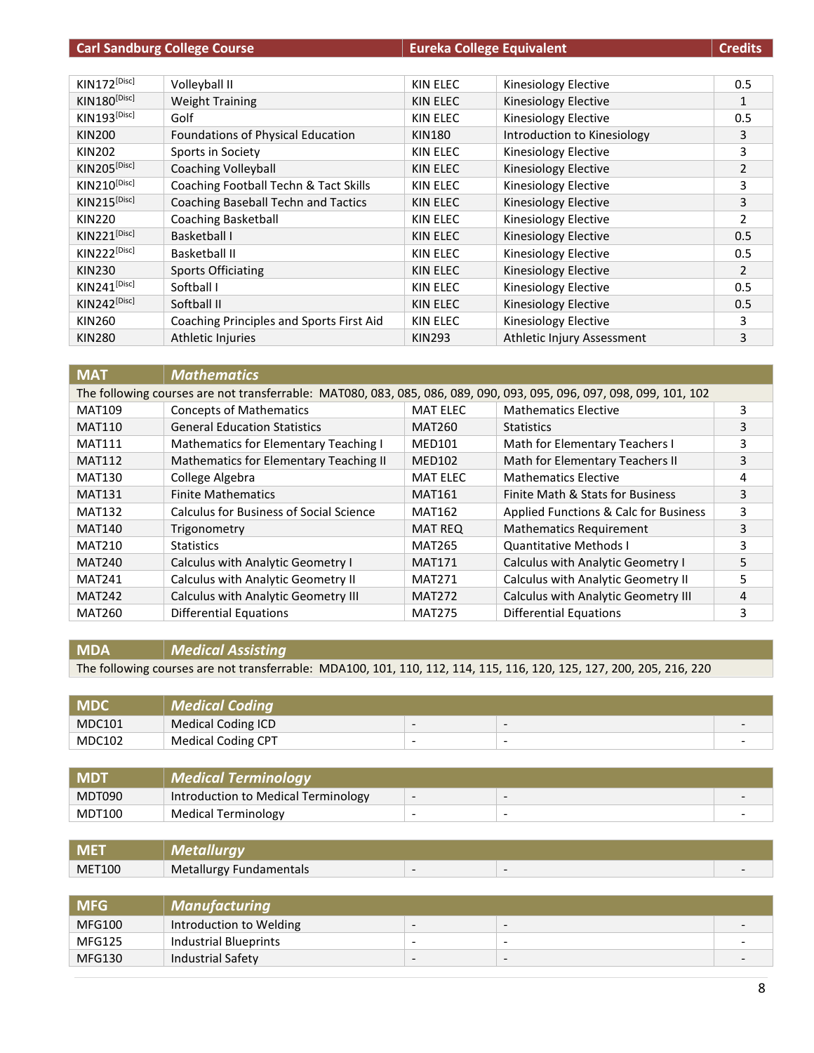| Carl Sandburg College Course | | Eureka College Equivalent | | Credits |
| --- | --- | --- | --- | --- |
| KIN172[Disc] | Volleyball II | KIN ELEC | Kinesiology Elective | 0.5 |
| KIN180[Disc] | Weight Training | KIN ELEC | Kinesiology Elective | 1 |
| KIN193[Disc] | Golf | KIN ELEC | Kinesiology Elective | 0.5 |
| KIN200 | Foundations of Physical Education | KIN180 | Introduction to Kinesiology | 3 |
| KIN202 | Sports in Society | KIN ELEC | Kinesiology Elective | 3 |
| KIN205[Disc] | Coaching Volleyball | KIN ELEC | Kinesiology Elective | 2 |
| KIN210[Disc] | Coaching Football Techn & Tact Skills | KIN ELEC | Kinesiology Elective | 3 |
| KIN215[Disc] | Coaching Baseball Techn and Tactics | KIN ELEC | Kinesiology Elective | 3 |
| KIN220 | Coaching Basketball | KIN ELEC | Kinesiology Elective | 2 |
| KIN221[Disc] | Basketball I | KIN ELEC | Kinesiology Elective | 0.5 |
| KIN222[Disc] | Basketball II | KIN ELEC | Kinesiology Elective | 0.5 |
| KIN230 | Sports Officiating | KIN ELEC | Kinesiology Elective | 2 |
| KIN241[Disc] | Softball I | KIN ELEC | Kinesiology Elective | 0.5 |
| KIN242[Disc] | Softball II | KIN ELEC | Kinesiology Elective | 0.5 |
| KIN260 | Coaching Principles and Sports First Aid | KIN ELEC | Kinesiology Elective | 3 |
| KIN280 | Athletic Injuries | KIN293 | Athletic Injury Assessment | 3 |

| MAT | *Mathematics* | | | |
| --- | --- | --- | --- | --- |
| The following courses are not transferrable: MAT080, 083, 085, 086, 089, 090, 093, 095, 096, 097, 098, 099, 101, 102 | | | | |
| MAT109 | Concepts of Mathematics | MAT ELEC | Mathematics Elective | 3 |
| MAT110 | General Education Statistics | MAT260 | Statistics | 3 |
| MAT111 | Mathematics for Elementary Teaching I | MED101 | Math for Elementary Teachers I | 3 |
| MAT112 | Mathematics for Elementary Teaching II | MED102 | Math for Elementary Teachers II | 3 |
| MAT130 | College Algebra | MAT ELEC | Mathematics Elective | 4 |
| MAT131 | Finite Mathematics | MAT161 | Finite Math & Stats for Business | 3 |
| MAT132 | Calculus for Business of Social Science | MAT162 | Applied Functions & Calc for Business | 3 |
| MAT140 | Trigonometry | MAT REQ | Mathematics Requirement | 3 |
| MAT210 | Statistics | MAT265 | Quantitative Methods I | 3 |
| MAT240 | Calculus with Analytic Geometry I | MAT171 | Calculus with Analytic Geometry I | 5 |
| MAT241 | Calculus with Analytic Geometry II | MAT271 | Calculus with Analytic Geometry II | 5 |
| MAT242 | Calculus with Analytic Geometry III | MAT272 | Calculus with Analytic Geometry III | 4 |
| MAT260 | Differential Equations | MAT275 | Differential Equations | 3 |

| MDA | *Medical Assisting* |
| --- | --- |
| The following courses are not transferrable: MDA100, 101, 110, 112, 114, 115, 116, 120, 125, 127, 200, 205, 216, 220 | |

| MDC | *Medical Coding* | | | |
| --- | --- | --- | --- | --- |
| MDC101 | Medical Coding ICD | - | - | - |
| MDC102 | Medical Coding CPT | - | - | - |

| MDT | *Medical Terminology* | | | |
| --- | --- | --- | --- | --- |
| MDT090 | Introduction to Medical Terminology | - | - | - |
| MDT100 | Medical Terminology | - | - | - |

| MET | *Metallurgy* | | | |
| --- | --- | --- | --- | --- |
| MET100 | Metallurgy Fundamentals | - | - | - |

| MFG | *Manufacturing* | | | |
| --- | --- | --- | --- | --- |
| MFG100 | Introduction to Welding | - | - | - |
| MFG125 | Industrial Blueprints | - | - | - |
| MFG130 | Industrial Safety | - | - | - |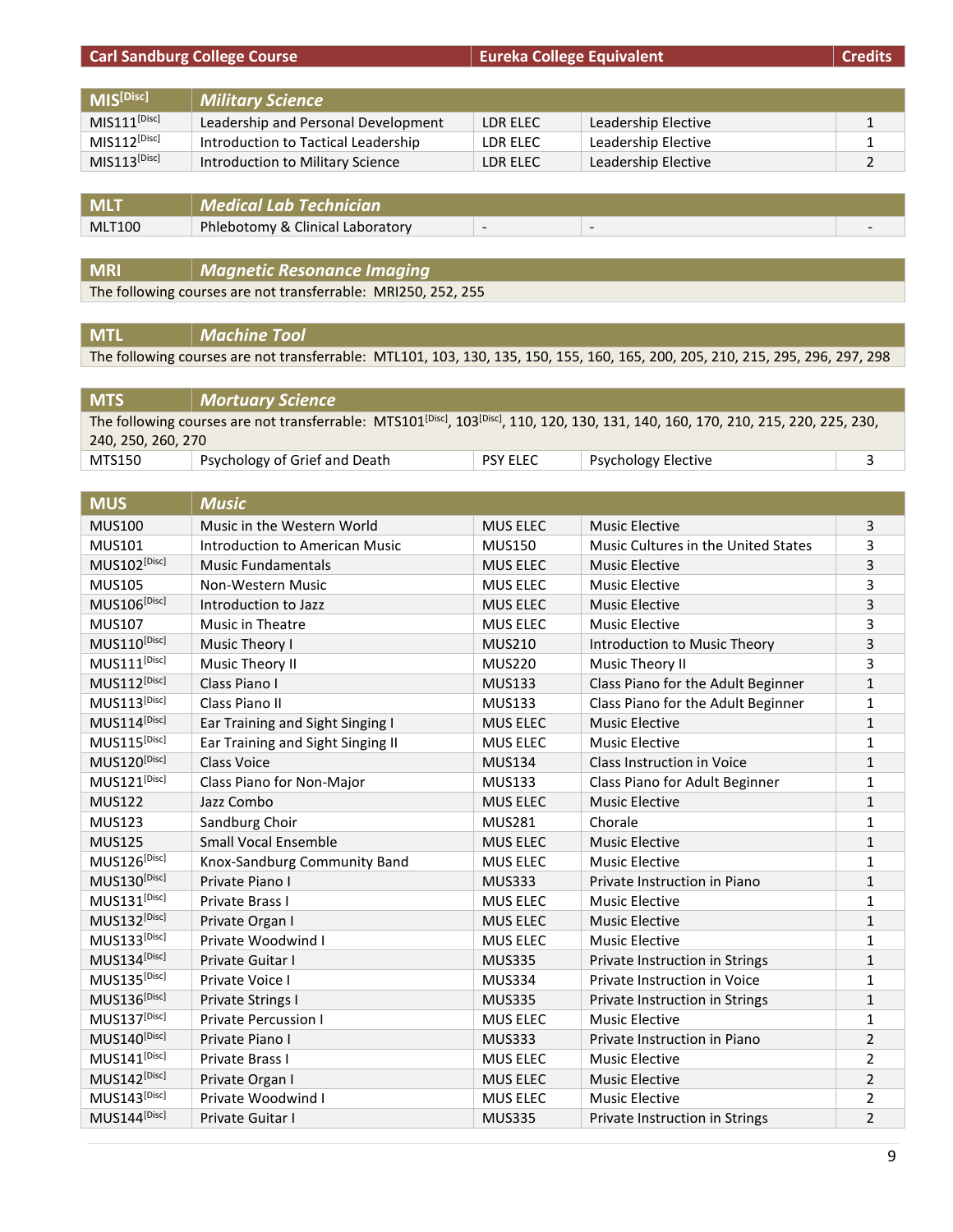| Carl Sandburg College Course | | Eureka College Equivalent | | Credits |
|---|---|---|---|---|
| **MIS[Disc]** | ***Military Science*** | | | |
| MIS111[Disc] | Leadership and Personal Development | LDR ELEC | Leadership Elective | 1 |
| MIS112[Disc] | Introduction to Tactical Leadership | LDR ELEC | Leadership Elective | 1 |
| MIS113[Disc] | Introduction to Military Science | LDR ELEC | Leadership Elective | 2 |
| **MLT** | ***Medical Lab Technician*** | | | |
| MLT100 | Phlebotomy & Clinical Laboratory | - | - | - |
| **MRI** | ***Magnetic Resonance Imaging*** | | | |
| The following courses are not transferrable: MRI250, 252, 255 | | | | |
| **MTL** | ***Machine Tool*** | | | |
| The following courses are not transferrable: MTL101, 103, 130, 135, 150, 155, 160, 165, 200, 205, 210, 215, 295, 296, 297, 298 | | | | |
| **MTS** | ***Mortuary Science*** | | | |
| The following courses are not transferrable: MTS101[Disc], 103[Disc], 110, 120, 130, 131, 140, 160, 170, 210, 215, 220, 225, 230, 240, 250, 260, 270 | | | | |
| MTS150 | Psychology of Grief and Death | PSY ELEC | Psychology Elective | 3 |
| **MUS** | ***Music*** | | | |
| MUS100 | Music in the Western World | MUS ELEC | Music Elective | 3 |
| MUS101 | Introduction to American Music | MUS150 | Music Cultures in the United States | 3 |
| MUS102[Disc] | Music Fundamentals | MUS ELEC | Music Elective | 3 |
| MUS105 | Non-Western Music | MUS ELEC | Music Elective | 3 |
| MUS106[Disc] | Introduction to Jazz | MUS ELEC | Music Elective | 3 |
| MUS107 | Music in Theatre | MUS ELEC | Music Elective | 3 |
| MUS110[Disc] | Music Theory I | MUS210 | Introduction to Music Theory | 3 |
| MUS111[Disc] | Music Theory II | MUS220 | Music Theory II | 3 |
| MUS112[Disc] | Class Piano I | MUS133 | Class Piano for the Adult Beginner | 1 |
| MUS113[Disc] | Class Piano II | MUS133 | Class Piano for the Adult Beginner | 1 |
| MUS114[Disc] | Ear Training and Sight Singing I | MUS ELEC | Music Elective | 1 |
| MUS115[Disc] | Ear Training and Sight Singing II | MUS ELEC | Music Elective | 1 |
| MUS120[Disc] | Class Voice | MUS134 | Class Instruction in Voice | 1 |
| MUS121[Disc] | Class Piano for Non-Major | MUS133 | Class Piano for Adult Beginner | 1 |
| MUS122 | Jazz Combo | MUS ELEC | Music Elective | 1 |
| MUS123 | Sandburg Choir | MUS281 | Chorale | 1 |
| MUS125 | Small Vocal Ensemble | MUS ELEC | Music Elective | 1 |
| MUS126[Disc] | Knox-Sandburg Community Band | MUS ELEC | Music Elective | 1 |
| MUS130[Disc] | Private Piano I | MUS333 | Private Instruction in Piano | 1 |
| MUS131[Disc] | Private Brass I | MUS ELEC | Music Elective | 1 |
| MUS132[Disc] | Private Organ I | MUS ELEC | Music Elective | 1 |
| MUS133[Disc] | Private Woodwind I | MUS ELEC | Music Elective | 1 |
| MUS134[Disc] | Private Guitar I | MUS335 | Private Instruction in Strings | 1 |
| MUS135[Disc] | Private Voice I | MUS334 | Private Instruction in Voice | 1 |
| MUS136[Disc] | Private Strings I | MUS335 | Private Instruction in Strings | 1 |
| MUS137[Disc] | Private Percussion I | MUS ELEC | Music Elective | 1 |
| MUS140[Disc] | Private Piano I | MUS333 | Private Instruction in Piano | 2 |
| MUS141[Disc] | Private Brass I | MUS ELEC | Music Elective | 2 |
| MUS142[Disc] | Private Organ I | MUS ELEC | Music Elective | 2 |
| MUS143[Disc] | Private Woodwind I | MUS ELEC | Music Elective | 2 |
| MUS144[Disc] | Private Guitar I | MUS335 | Private Instruction in Strings | 2 |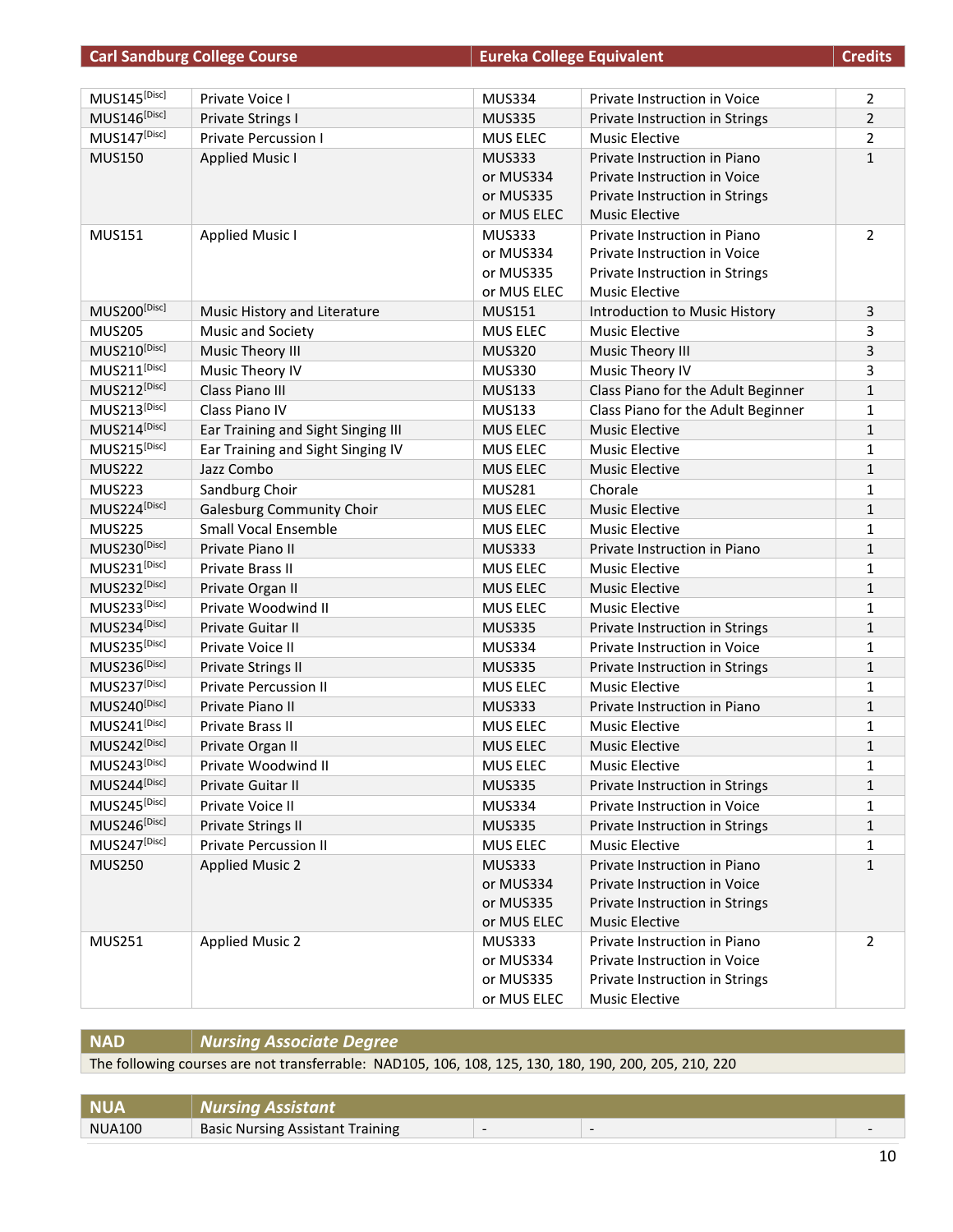| Carl Sandburg College Course | | Eureka College Equivalent | | Credits |
|---|---|---|---|---|
| MUS145[Disc] | Private Voice I | MUS334 | Private Instruction in Voice | 2 |
| MUS146[Disc] | Private Strings I | MUS335 | Private Instruction in Strings | 2 |
| MUS147[Disc] | Private Percussion I | MUS ELEC | Music Elective | 2 |
| MUS150 | Applied Music I | MUS333<br>or MUS334<br>or MUS335<br>or MUS ELEC | Private Instruction in Piano<br>Private Instruction in Voice<br>Private Instruction in Strings<br>Music Elective | 1 |
| MUS151 | Applied Music I | MUS333<br>or MUS334<br>or MUS335<br>or MUS ELEC | Private Instruction in Piano<br>Private Instruction in Voice<br>Private Instruction in Strings<br>Music Elective | 2 |
| MUS200[Disc] | Music History and Literature | MUS151 | Introduction to Music History | 3 |
| MUS205 | Music and Society | MUS ELEC | Music Elective | 3 |
| MUS210[Disc] | Music Theory III | MUS320 | Music Theory III | 3 |
| MUS211[Disc] | Music Theory IV | MUS330 | Music Theory IV | 3 |
| MUS212[Disc] | Class Piano III | MUS133 | Class Piano for the Adult Beginner | 1 |
| MUS213[Disc] | Class Piano IV | MUS133 | Class Piano for the Adult Beginner | 1 |
| MUS214[Disc] | Ear Training and Sight Singing III | MUS ELEC | Music Elective | 1 |
| MUS215[Disc] | Ear Training and Sight Singing IV | MUS ELEC | Music Elective | 1 |
| MUS222 | Jazz Combo | MUS ELEC | Music Elective | 1 |
| MUS223 | Sandburg Choir | MUS281 | Chorale | 1 |
| MUS224[Disc] | Galesburg Community Choir | MUS ELEC | Music Elective | 1 |
| MUS225 | Small Vocal Ensemble | MUS ELEC | Music Elective | 1 |
| MUS230[Disc] | Private Piano II | MUS333 | Private Instruction in Piano | 1 |
| MUS231[Disc] | Private Brass II | MUS ELEC | Music Elective | 1 |
| MUS232[Disc] | Private Organ II | MUS ELEC | Music Elective | 1 |
| MUS233[Disc] | Private Woodwind II | MUS ELEC | Music Elective | 1 |
| MUS234[Disc] | Private Guitar II | MUS335 | Private Instruction in Strings | 1 |
| MUS235[Disc] | Private Voice II | MUS334 | Private Instruction in Voice | 1 |
| MUS236[Disc] | Private Strings II | MUS335 | Private Instruction in Strings | 1 |
| MUS237[Disc] | Private Percussion II | MUS ELEC | Music Elective | 1 |
| MUS240[Disc] | Private Piano II | MUS333 | Private Instruction in Piano | 1 |
| MUS241[Disc] | Private Brass II | MUS ELEC | Music Elective | 1 |
| MUS242[Disc] | Private Organ II | MUS ELEC | Music Elective | 1 |
| MUS243[Disc] | Private Woodwind II | MUS ELEC | Music Elective | 1 |
| MUS244[Disc] | Private Guitar II | MUS335 | Private Instruction in Strings | 1 |
| MUS245[Disc] | Private Voice II | MUS334 | Private Instruction in Voice | 1 |
| MUS246[Disc] | Private Strings II | MUS335 | Private Instruction in Strings | 1 |
| MUS247[Disc] | Private Percussion II | MUS ELEC | Music Elective | 1 |
| MUS250 | Applied Music 2 | MUS333<br>or MUS334<br>or MUS335<br>or MUS ELEC | Private Instruction in Piano<br>Private Instruction in Voice<br>Private Instruction in Strings<br>Music Elective | 1 |
| MUS251 | Applied Music 2 | MUS333<br>or MUS334<br>or MUS335<br>or MUS ELEC | Private Instruction in Piano<br>Private Instruction in Voice<br>Private Instruction in Strings<br>Music Elective | 2 |

| NAD | *Nursing Associate Degree* |
|---|---|
| The following courses are not transferrable: NAD105, 106, 108, 125, 130, 180, 190, 200, 205, 210, 220 | |

| NUA | *Nursing Assistant* | | | |
|---|---|---|---|---|
| NUA100 | Basic Nursing Assistant Training | - | - | - |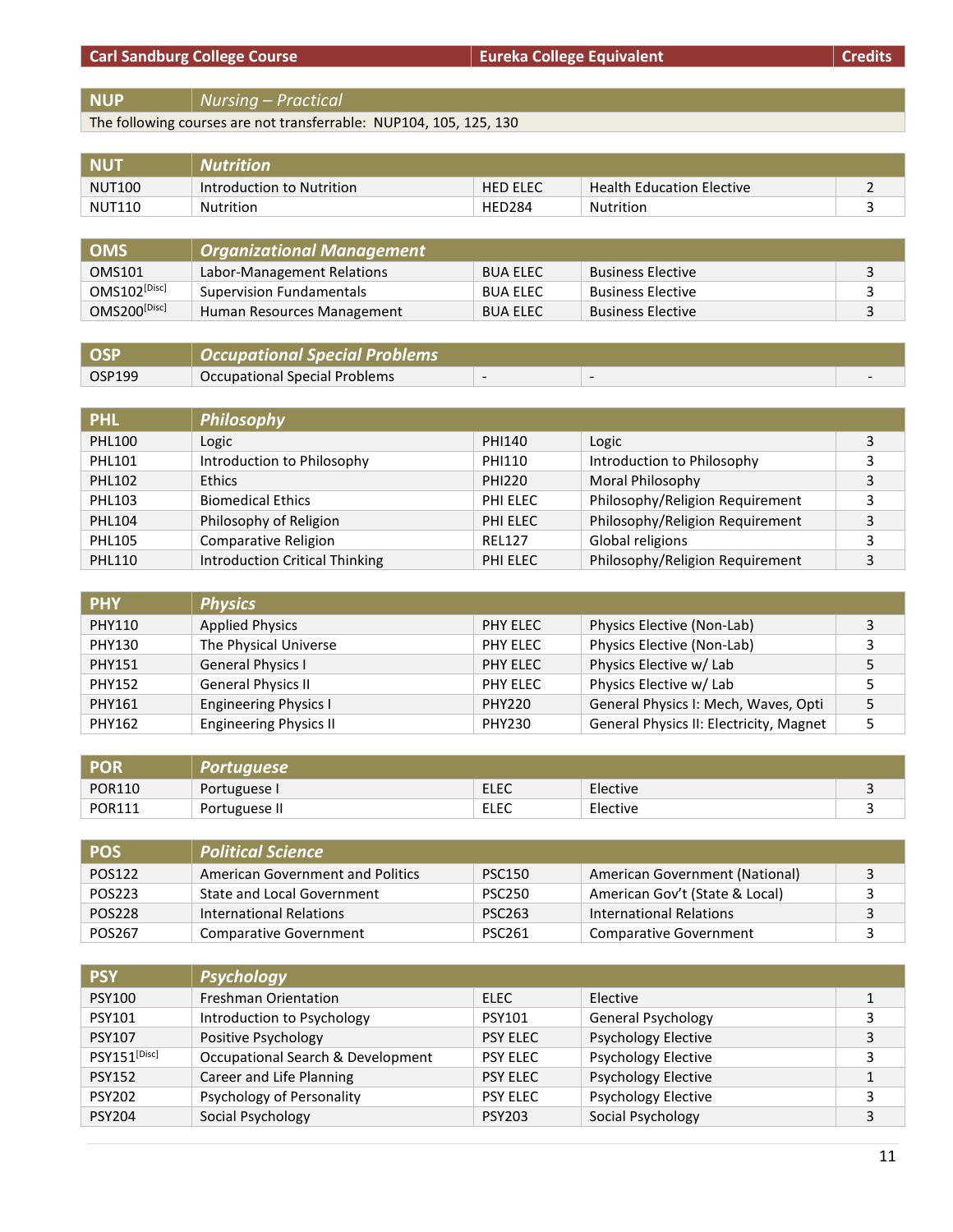| Carl Sandburg College Course | | Eureka College Equivalent | | Credits |
|---|---|---|---|---|
| **NUP** | ***Nursing – Practical*** | | | |
| The following courses are not transferrable: NUP104, 105, 125, 130 | | | | |
| **NUT** | ***Nutrition*** | | | |
| NUT100 | Introduction to Nutrition | HED ELEC | Health Education Elective | 2 |
| NUT110 | Nutrition | HED284 | Nutrition | 3 |
| **OMS** | ***Organizational Management*** | | | |
| OMS101 | Labor-Management Relations | BUA ELEC | Business Elective | 3 |
| OMS102[Disc] | Supervision Fundamentals | BUA ELEC | Business Elective | 3 |
| OMS200[Disc] | Human Resources Management | BUA ELEC | Business Elective | 3 |
| **OSP** | ***Occupational Special Problems*** | | | |
| OSP199 | Occupational Special Problems | - | - | - |
| **PHL** | ***Philosophy*** | | | |
| PHL100 | Logic | PHI140 | Logic | 3 |
| PHL101 | Introduction to Philosophy | PHI110 | Introduction to Philosophy | 3 |
| PHL102 | Ethics | PHI220 | Moral Philosophy | 3 |
| PHL103 | Biomedical Ethics | PHI ELEC | Philosophy/Religion Requirement | 3 |
| PHL104 | Philosophy of Religion | PHI ELEC | Philosophy/Religion Requirement | 3 |
| PHL105 | Comparative Religion | REL127 | Global religions | 3 |
| PHL110 | Introduction Critical Thinking | PHI ELEC | Philosophy/Religion Requirement | 3 |
| **PHY** | ***Physics*** | | | |
| PHY110 | Applied Physics | PHY ELEC | Physics Elective (Non-Lab) | 3 |
| PHY130 | The Physical Universe | PHY ELEC | Physics Elective (Non-Lab) | 3 |
| PHY151 | General Physics I | PHY ELEC | Physics Elective w/ Lab | 5 |
| PHY152 | General Physics II | PHY ELEC | Physics Elective w/ Lab | 5 |
| PHY161 | Engineering Physics I | PHY220 | General Physics I: Mech, Waves, Opti | 5 |
| PHY162 | Engineering Physics II | PHY230 | General Physics II: Electricity, Magnet | 5 |
| **POR** | ***Portuguese*** | | | |
| POR110 | Portuguese I | ELEC | Elective | 3 |
| POR111 | Portuguese II | ELEC | Elective | 3 |
| **POS** | ***Political Science*** | | | |
| POS122 | American Government and Politics | PSC150 | American Government (National) | 3 |
| POS223 | State and Local Government | PSC250 | American Gov't (State & Local) | 3 |
| POS228 | International Relations | PSC263 | International Relations | 3 |
| POS267 | Comparative Government | PSC261 | Comparative Government | 3 |
| **PSY** | ***Psychology*** | | | |
| PSY100 | Freshman Orientation | ELEC | Elective | 1 |
| PSY101 | Introduction to Psychology | PSY101 | General Psychology | 3 |
| PSY107 | Positive Psychology | PSY ELEC | Psychology Elective | 3 |
| PSY151[Disc] | Occupational Search & Development | PSY ELEC | Psychology Elective | 3 |
| PSY152 | Career and Life Planning | PSY ELEC | Psychology Elective | 1 |
| PSY202 | Psychology of Personality | PSY ELEC | Psychology Elective | 3 |
| PSY204 | Social Psychology | PSY203 | Social Psychology | 3 |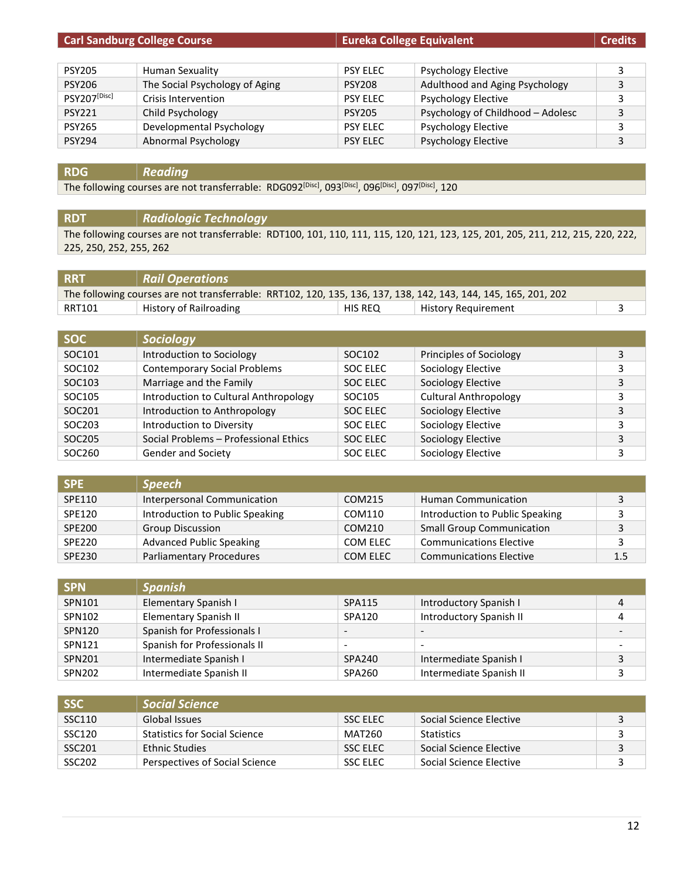| Carl Sandburg College Course | | Eureka College Equivalent | | Credits |
|---|---|---|---|---|
| PSY205 | Human Sexuality | PSY ELEC | Psychology Elective | 3 |
| PSY206 | The Social Psychology of Aging | PSY208 | Adulthood and Aging Psychology | 3 |
| PSY207[Disc] | Crisis Intervention | PSY ELEC | Psychology Elective | 3 |
| PSY221 | Child Psychology | PSY205 | Psychology of Childhood – Adolesc | 3 |
| PSY265 | Developmental Psychology | PSY ELEC | Psychology Elective | 3 |
| PSY294 | Abnormal Psychology | PSY ELEC | Psychology Elective | 3 |

| RDG | *Reading* | | | |
|---|---|---|---|---|
| The following courses are not transferrable: RDG092[Disc], 093[Disc], 096[Disc], 097[Disc], 120 | | | | |

| RDT | *Radiologic Technology* | | | |
|---|---|---|---|---|
| The following courses are not transferrable: RDT100, 101, 110, 111, 115, 120, 121, 123, 125, 201, 205, 211, 212, 215, 220, 222, 225, 250, 252, 255, 262 | | | | |

| RRT | *Rail Operations* | | | |
|---|---|---|---|---|
| The following courses are not transferrable: RRT102, 120, 135, 136, 137, 138, 142, 143, 144, 145, 165, 201, 202 | | | | |
| RRT101 | History of Railroading | HIS REQ | History Requirement | 3 |

| SOC | *Sociology* | | | |
|---|---|---|---|---|
| SOC101 | Introduction to Sociology | SOC102 | Principles of Sociology | 3 |
| SOC102 | Contemporary Social Problems | SOC ELEC | Sociology Elective | 3 |
| SOC103 | Marriage and the Family | SOC ELEC | Sociology Elective | 3 |
| SOC105 | Introduction to Cultural Anthropology | SOC105 | Cultural Anthropology | 3 |
| SOC201 | Introduction to Anthropology | SOC ELEC | Sociology Elective | 3 |
| SOC203 | Introduction to Diversity | SOC ELEC | Sociology Elective | 3 |
| SOC205 | Social Problems – Professional Ethics | SOC ELEC | Sociology Elective | 3 |
| SOC260 | Gender and Society | SOC ELEC | Sociology Elective | 3 |

| SPE | *Speech* | | | |
|---|---|---|---|---|
| SPE110 | Interpersonal Communication | COM215 | Human Communication | 3 |
| SPE120 | Introduction to Public Speaking | COM110 | Introduction to Public Speaking | 3 |
| SPE200 | Group Discussion | COM210 | Small Group Communication | 3 |
| SPE220 | Advanced Public Speaking | COM ELEC | Communications Elective | 3 |
| SPE230 | Parliamentary Procedures | COM ELEC | Communications Elective | 1.5 |

| SPN | *Spanish* | | | |
|---|---|---|---|---|
| SPN101 | Elementary Spanish I | SPA115 | Introductory Spanish I | 4 |
| SPN102 | Elementary Spanish II | SPA120 | Introductory Spanish II | 4 |
| SPN120 | Spanish for Professionals I | - | - | - |
| SPN121 | Spanish for Professionals II | - | - | - |
| SPN201 | Intermediate Spanish I | SPA240 | Intermediate Spanish I | 3 |
| SPN202 | Intermediate Spanish II | SPA260 | Intermediate Spanish II | 3 |

| SSC | *Social Science* | | | |
|---|---|---|---|---|
| SSC110 | Global Issues | SSC ELEC | Social Science Elective | 3 |
| SSC120 | Statistics for Social Science | MAT260 | Statistics | 3 |
| SSC201 | Ethnic Studies | SSC ELEC | Social Science Elective | 3 |
| SSC202 | Perspectives of Social Science | SSC ELEC | Social Science Elective | 3 |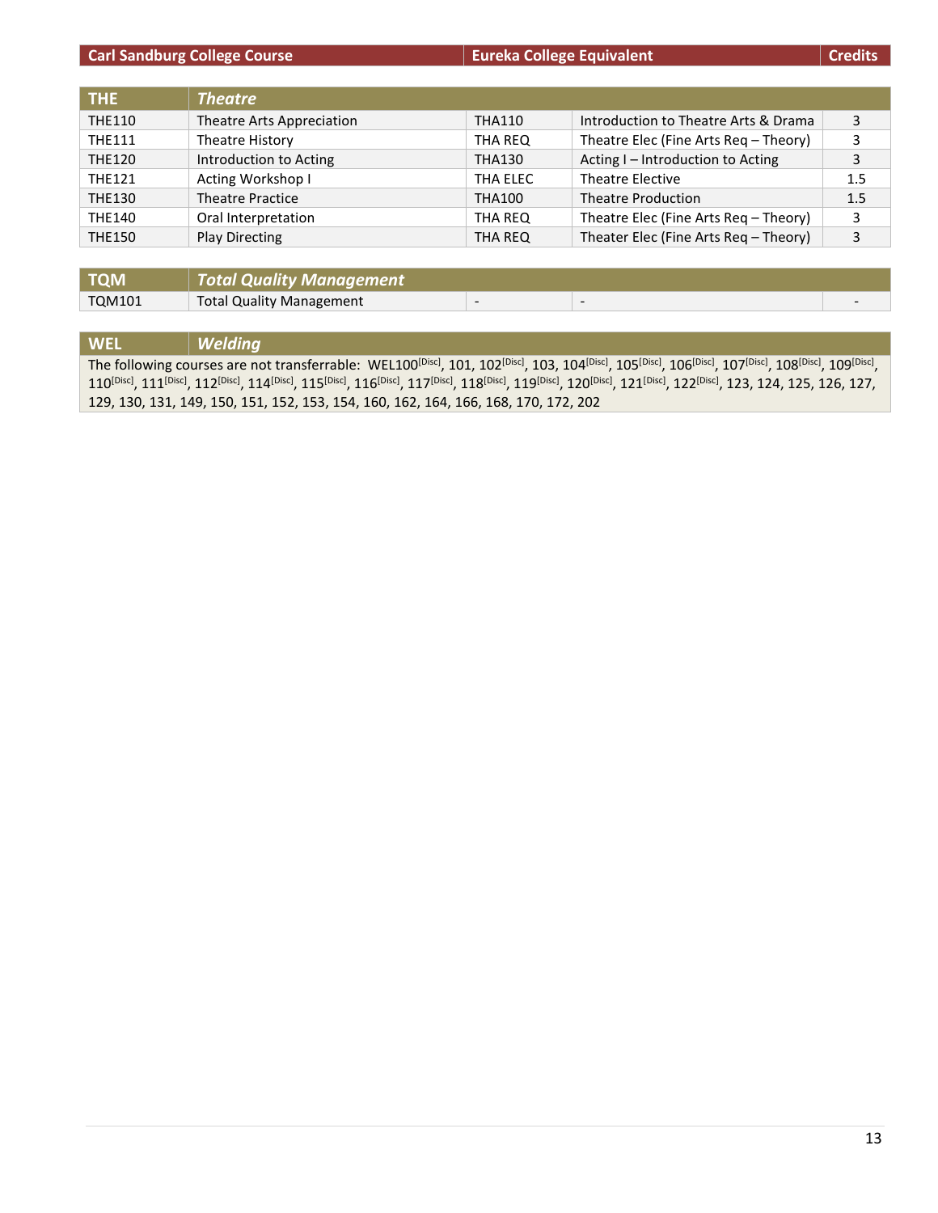| Carl Sandburg College Course | | Eureka College Equivalent | | Credits |
|---|---|---|---|---|
| **THE** | ***Theatre*** | | | |
| THE110 | Theatre Arts Appreciation | THA110 | Introduction to Theatre Arts & Drama | 3 |
| THE111 | Theatre History | THA REQ | Theatre Elec (Fine Arts Req – Theory) | 3 |
| THE120 | Introduction to Acting | THA130 | Acting I – Introduction to Acting | 3 |
| THE121 | Acting Workshop I | THA ELEC | Theatre Elective | 1.5 |
| THE130 | Theatre Practice | THA100 | Theatre Production | 1.5 |
| THE140 | Oral Interpretation | THA REQ | Theatre Elec (Fine Arts Req – Theory) | 3 |
| THE150 | Play Directing | THA REQ | Theater Elec (Fine Arts Req – Theory) | 3 |
| **TQM** | ***Total Quality Management*** | | | |
| TQM101 | Total Quality Management | - | - | - |
| **WEL** | ***Welding*** | | | |

The following courses are not transferrable: WEL100[Disc], 101, 102[Disc], 103, 104[Disc], 105[Disc], 106[Disc], 107[Disc], 108[Disc], 109[Disc], 110[Disc], 111[Disc], 112[Disc], 114[Disc], 115[Disc], 116[Disc], 117[Disc], 118[Disc], 119[Disc], 120[Disc], 121[Disc], 122[Disc], 123, 124, 125, 126, 127, 129, 130, 131, 149, 150, 151, 152, 153, 154, 160, 162, 164, 166, 168, 170, 172, 202